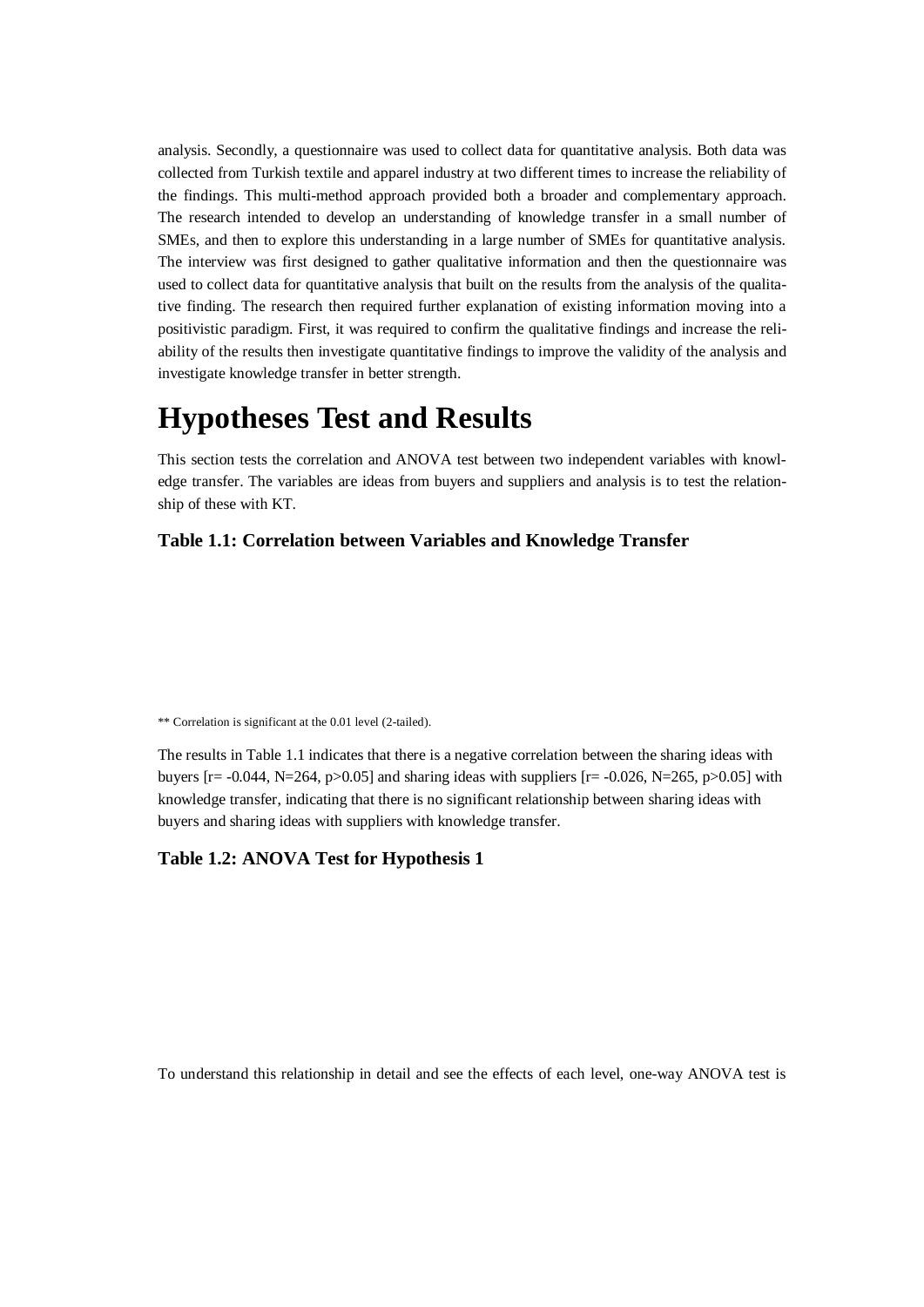analysis. Secondly, a questionnaire was used to collect data for quantitative analysis. Both data was collected from Turkish textile and apparel industry at two different times to increase the reliability of the findings. This multi-method approach provided both a broader and complementary approach. The research intended to develop an understanding of knowledge transfer in a small number of SMEs, and then to explore this understanding in a large number of SMEs for quantitative analysis. The interview was first designed to gather qualitative information and then the questionnaire was used to collect data for quantitative analysis that built on the results from the analysis of the qualitative finding. The research then required further explanation of existing information moving into a positivistic paradigm. First, it was required to confirm the qualitative findings and increase the reliability of the results then investigate quantitative findings to improve the validity of the analysis and investigate knowledge transfer in better strength.

# Hypotheses Test and Results

This section tests the correlation and ANOVA test between two independent variables with knowledge transfer. The variables are ideas from buyers and suppliers and analysis is to test the relationship of these with KT.

### Table 1.1: Correlation between Variables and Knowledge Transfer

** Correlation is significant at the 0.01 level (2-tailed).

The results in Table 1.1 indicates that there is a negative correlation between the sharing ideas with buyers [r= -0.044, N=264, p>0.05] and sharing ideas with suppliers [r= -0.026, N=265, p>0.05] with knowledge transfer, indicating that there is no significant relationship between sharing ideas with buyers and sharing ideas with suppliers with knowledge transfer.

### Table 1.2: ANOVA Test for Hypothesis 1

To understand this relationship in detail and see the effects of each level, one-way ANOVA test is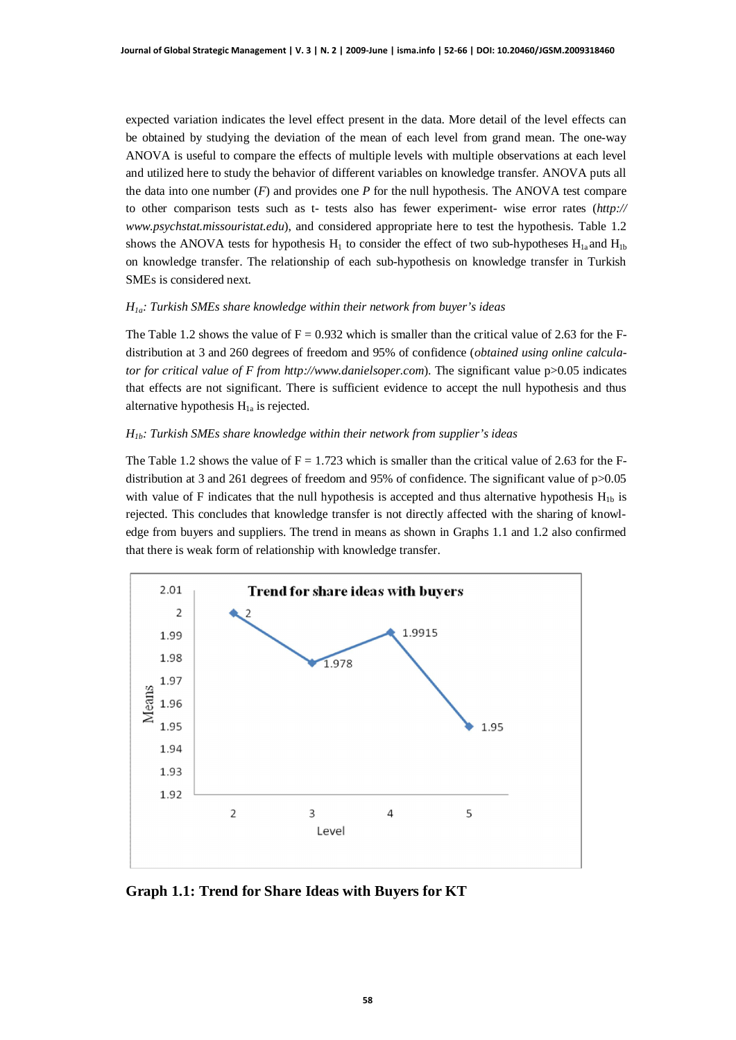expected variation indicates the level effect present in the data. More detail of the level effects can be obtained by studying the deviation of the mean of each level from grand mean. The one-way ANOVA is useful to compare the effects of multiple levels with multiple observations at each level and utilized here to study the behavior of different variables on knowledge transfer. ANOVA puts all the data into one number (*F*) and provides one *P* for the null hypothesis. The ANOVA test compare to other comparison tests such as t- tests also has fewer experiment- wise error rates (*http:// www.psychstat.missouristat.edu*), and considered appropriate here to test the hypothesis. Table 1.2 shows the ANOVA tests for hypothesis $H_1$ to consider the effect of two sub-hypotheses $H_{1a}$ and $H_{1b}$ on knowledge transfer. The relationship of each sub-hypothesis on knowledge transfer in Turkish SMEs is considered next.

*$H_{1a}$: Turkish SMEs share knowledge within their network from buyer's ideas*

The Table 1.2 shows the value of F = 0.932 which is smaller than the critical value of 2.63 for the F-distribution at 3 and 260 degrees of freedom and 95% of confidence (*obtained using online calculator for critical value of F from http://www.danielsoper.com*). The significant value p>0.05 indicates that effects are not significant. There is sufficient evidence to accept the null hypothesis and thus alternative hypothesis $H_{1a}$ is rejected.

*$H_{1b}$: Turkish SMEs share knowledge within their network from supplier's ideas*

The Table 1.2 shows the value of F = 1.723 which is smaller than the critical value of 2.63 for the F-distribution at 3 and 261 degrees of freedom and 95% of confidence. The significant value of p>0.05 with value of F indicates that the null hypothesis is accepted and thus alternative hypothesis $H_{1b}$ is rejected. This concludes that knowledge transfer is not directly affected with the sharing of knowledge from buyers and suppliers. The trend in means as shown in Graphs 1.1 and 1.2 also confirmed that there is weak form of relationship with knowledge transfer.

**Graph 1.1: Trend for Share Ideas with Buyers for KT**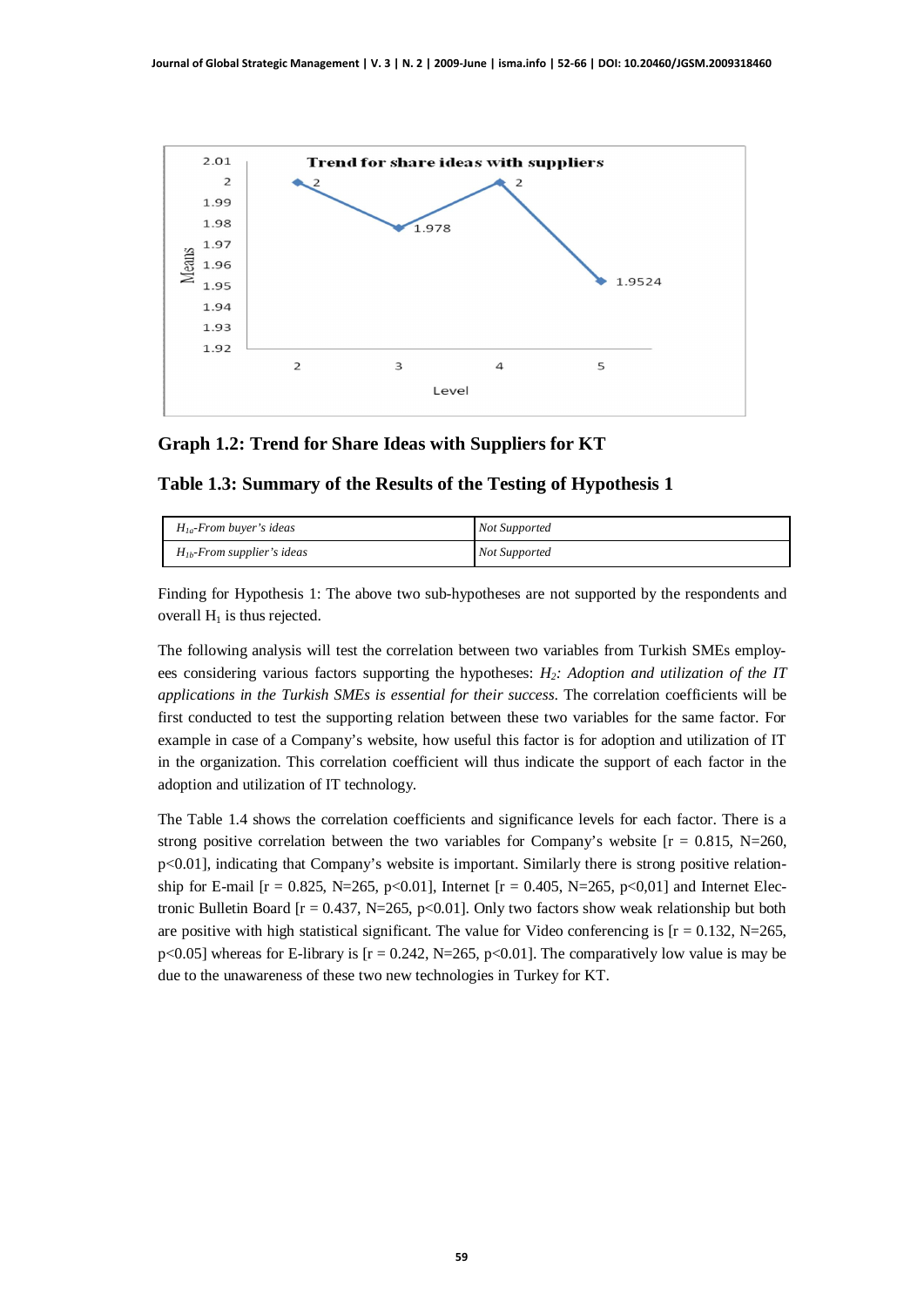**Graph 1.2: Trend for Share Ideas with Suppliers for KT**

**Table 1.3: Summary of the Results of the Testing of Hypothesis 1**

| | |
|---|---|
| *$H_{1a}$-From buyer's ideas* | *Not Supported* |
| *$H_{1b}$-From supplier's ideas* | *Not Supported* |

Finding for Hypothesis 1: The above two sub-hypotheses are not supported by the respondents and overall $H_1$ is thus rejected.

The following analysis will test the correlation between two variables from Turkish SMEs employees considering various factors supporting the hypotheses: *$H_2$: Adoption and utilization of the IT applications in the Turkish SMEs is essential for their success*. The correlation coefficients will be first conducted to test the supporting relation between these two variables for the same factor. For example in case of a Company's website, how useful this factor is for adoption and utilization of IT in the organization. This correlation coefficient will thus indicate the support of each factor in the adoption and utilization of IT technology.

The Table 1.4 shows the correlation coefficients and significance levels for each factor. There is a strong positive correlation between the two variables for Company's website [$r = 0.815$, $N=260$, $p<0.01$], indicating that Company's website is important. Similarly there is strong positive relationship for E-mail [$r = 0.825$, $N=265$, $p<0.01$], Internet [$r = 0.405$, $N=265$, $p<0,01$] and Internet Electronic Bulletin Board [$r = 0.437$, $N=265$, $p<0.01$]. Only two factors show weak relationship but both are positive with high statistical significant. The value for Video conferencing is [$r = 0.132$, $N=265$, $p<0.05$] whereas for E-library is [$r = 0.242$, $N=265$, $p<0.01$]. The comparatively low value is may be due to the unawareness of these two new technologies in Turkey for KT.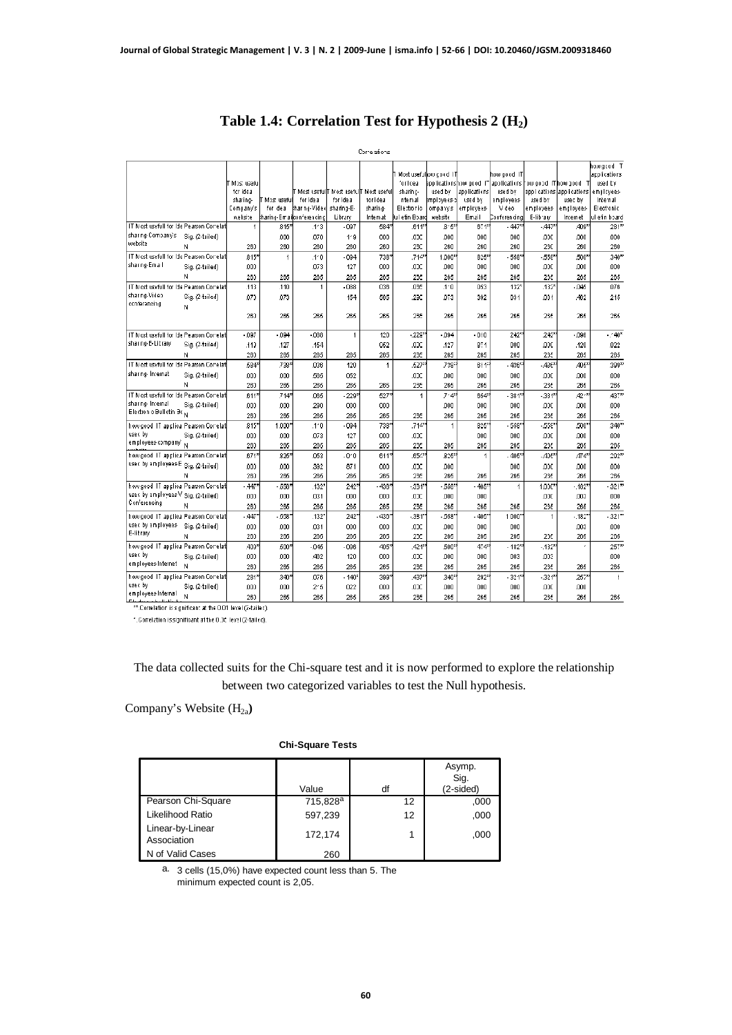# Table 1.4: Correlation Test for Hypothesis 2 ($H_2$)

**Correlations**

| | | IT Most usefull for idea sharing-Company's website | IT Most useful for idea sharing-Email | IT Most usefull for idea sharing-Video conferencing | IT Most usefull for idea sharing-E-Library | IT Most usefull for idea sharing-Internet | IT Most usefull for idea sharing-Internal Electronic Bulletin Board | how good IT applications used by employees-company's website | how good IT applications used by employees-Email | how good IT applications used by employees-Video Conferencing | how good IT applications used by employees-E-library | how good IT applications used by employees-Internet | how good IT applications used by employees-Internal Electronic bulletin board |
|---|---|---|---|---|---|---|---|---|---|---|---|---|---|
| IT Most usefull for idea sharing-Company's website | Pearson Correlation | 1 | .815** | .113 | -.097 | .584** | .611** | .815** | .671** | -.447** | -.447** | .409** | .281** |
| | Sig. (2-tailed) | | .000 | .070 | .119 | .000 | .000 | .000 | .000 | .000 | .000 | .000 | .000 |
| | N | 260 | 260 | 260 | 260 | 260 | 235 | 260 | 260 | 260 | 236 | 260 | 260 |
| IT Most usefull for idea sharing-Email | Pearson Correlation | .815** | 1 | .110 | -.094 | .738** | .714** | 1.000** | .825** | -.558** | -.558** | .500** | .340** |
| | Sig. (2-tailed) | .000 | | .073 | .127 | .000 | .000 | .000 | .000 | .000 | .000 | .000 | .000 |
| | N | 260 | 266 | 266 | 266 | 266 | 235 | 266 | 266 | 266 | 236 | 266 | 266 |
| IT Most usefull for idea sharing-Video conferencing | Pearson Correlation | .113 | .110 | 1 | -.088 | .036 | .069 | .110 | .053 | .132* | .132* | -.046 | .076 |
| | Sig. (2-tailed) | .070 | .073 | | .154 | .565 | .290 | .073 | .392 | .031 | .031 | .462 | .216 |
| | N | 260 | 266 | 266 | 266 | 266 | 235 | 266 | 266 | 266 | 236 | 266 | 266 |
| IT Most usefull for idea sharing-E-Library | Pearson Correlation | -.097 | -.094 | -.088 | 1 | .120 | -.229** | -.094 | -.010 | .242** | .242** | -.096 | -.140* |
| | Sig. (2-tailed) | .119 | .127 | .154 | | .052 | .000 | .127 | .871 | .000 | .000 | .120 | .022 |
| | N | 260 | 265 | 265 | 265 | 265 | 235 | 265 | 265 | 265 | 236 | 265 | 265 |
| IT Most usefull for idea sharing-Internet | Pearson Correlation | .584** | .738** | .036 | .120 | 1 | .527** | .738** | .611** | -.430** | -.430** | .405** | .399** |
| | Sig. (2-tailed) | .000 | .000 | .565 | .052 | | .000 | .000 | .000 | .000 | .000 | .000 | .000 |
| | N | 260 | 266 | 266 | 266 | 266 | 235 | 266 | 266 | 266 | 236 | 266 | 266 |
| IT Most usefull for idea sharing-Internal Electronic Bulletin Board | Pearson Correlation | .611** | .714** | .069 | -.229** | .527** | 1 | .714** | .654** | -.381** | -.381** | .421** | .437** |
| | Sig. (2-tailed) | .000 | .000 | .290 | .000 | .000 | | .000 | .000 | .000 | .000 | .000 | .000 |
| | N | 260 | 266 | 266 | 266 | 266 | 235 | 266 | 266 | 266 | 236 | 266 | 266 |
| how good IT applications used by employees-company's website | Pearson Correlation | .815** | 1.000** | .110 | -.094 | .738** | .714** | 1 | .825** | -.558** | -.558** | .500** | .340** |
| | Sig. (2-tailed) | .000 | .000 | .073 | .127 | .000 | .000 | | .000 | .000 | .000 | .000 | .000 |
| | N | 260 | 266 | 266 | 266 | 266 | 235 | 266 | 266 | 266 | 236 | 266 | 266 |
| how good IT applications used by employees-Email | Pearson Correlation | .671** | .825** | .053 | -.010 | .611** | .654** | .825** | 1 | -.405** | -.406** | .474** | .202** |
| | Sig. (2-tailed) | .000 | .000 | .392 | .871 | .000 | .000 | .000 | | .000 | .000 | .000 | .000 |
| | N | 260 | 266 | 266 | 266 | 266 | 235 | 266 | 266 | 266 | 236 | 266 | 266 |
| how good IT applications used by employees-Video Conferencing | Pearson Correlation | -.447** | -.558** | .132* | .242** | -.430** | -.381** | -.558** | -.405** | 1 | 1.000** | -.182** | -.321** |
| | Sig. (2-tailed) | .000 | .000 | .031 | .000 | .000 | .000 | .000 | .000 | | .000 | .003 | .000 |
| | N | 260 | 266 | 266 | 266 | 266 | 235 | 266 | 266 | 266 | 236 | 266 | 266 |
| how good IT applications used by employees-E-library | Pearson Correlation | -.447** | -.558** | .132* | .242** | -.430** | -.381** | -.558** | -.406** | 1.000** | 1 | -.182** | -.321** |
| | Sig. (2-tailed) | .000 | .000 | .031 | .000 | .000 | .000 | .000 | .000 | .000 | | .003 | .000 |
| | N | 260 | 266 | 266 | 266 | 266 | 235 | 266 | 266 | 266 | 236 | 266 | 266 |
| how good IT applications used by employees-Internet | Pearson Correlation | .409** | .500** | -.046 | -.096 | .405** | .421** | .500** | .474** | -.182** | -.182** | 1 | .257** |
| | Sig. (2-tailed) | .000 | .000 | .462 | .120 | .000 | .000 | .000 | .000 | .003 | .003 | | .000 |
| | N | 260 | 266 | 266 | 265 | 266 | 235 | 266 | 266 | 266 | 236 | 266 | 266 |
| how good IT applications used by employees-Internal Electronic bulletin board | Pearson Correlation | .281** | .340** | .076 | -.140* | .399** | .437** | .340** | .202** | -.321** | -.321** | .257** | 1 |
| | Sig. (2-tailed) | .000 | .000 | .216 | .022 | .000 | .000 | .000 | .000 | .000 | .000 | .000 | |
| | N | 260 | 266 | 266 | 265 | 266 | 235 | 266 | 266 | 266 | 236 | 266 | 266 |

**. Correlation is significant at the 0.01 level (2-tailed).

*. Correlation is significant at the 0.05 level (2-tailed).

The data collected suits for the Chi-square test and it is now performed to explore the relationship between two categorized variables to test the Null hypothesis.

Company's Website ($H_{2a}$)

**Chi-Square Tests**

| | Value | df | Asymp. Sig. (2-sided) |
|---|---|---|---|
| Pearson Chi-Square | 715,828[a] | 12 | ,000 |
| Likelihood Ratio | 597,239 | 12 | ,000 |
| Linear-by-Linear Association | 172,174 | 1 | ,000 |
| N of Valid Cases | 260 | | |

a. 3 cells (15,0%) have expected count less than 5. The minimum expected count is 2,05.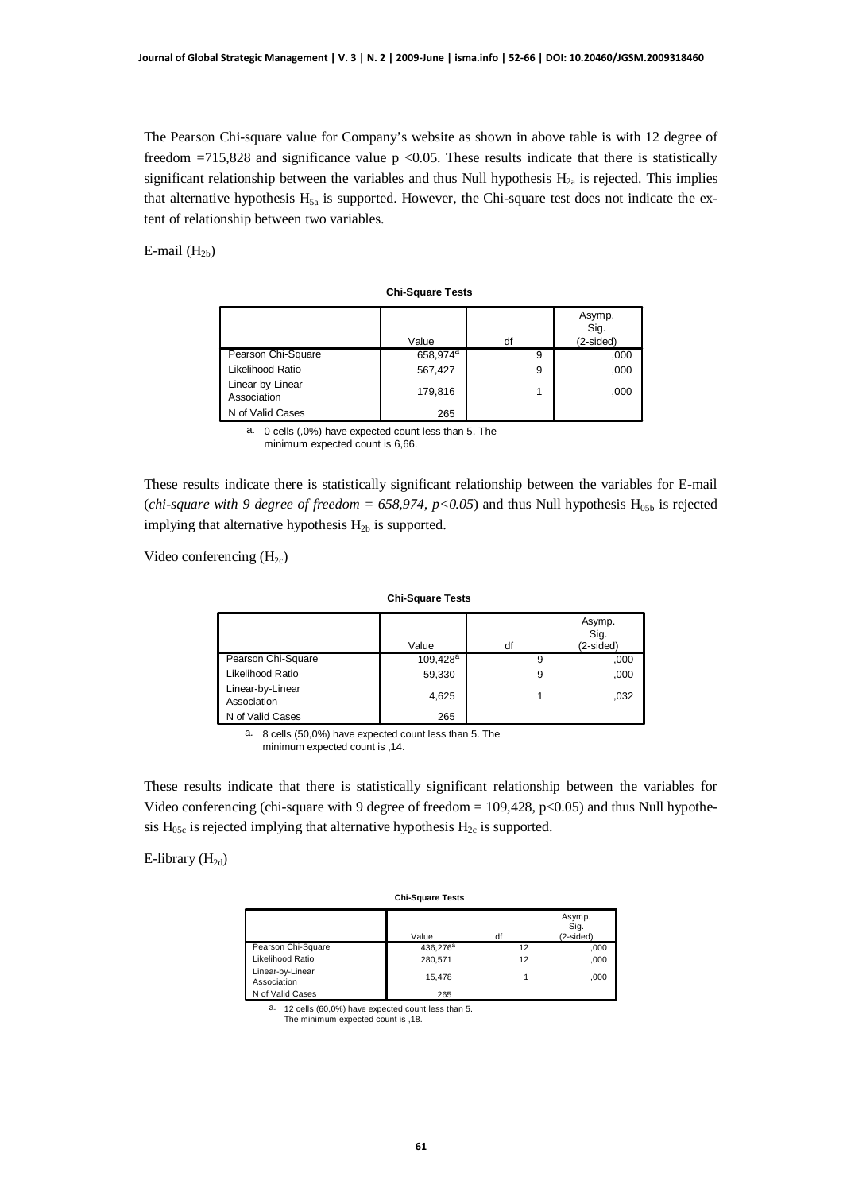The Pearson Chi-square value for Company's website as shown in above table is with 12 degree of freedom =715,828 and significance value $p < 0.05$. These results indicate that there is statistically significant relationship between the variables and thus Null hypothesis $H_{2a}$ is rejected. This implies that alternative hypothesis $H_{5a}$ is supported. However, the Chi-square test does not indicate the extent of relationship between two variables.

E-mail ($H_{2b}$)

**Chi-Square Tests**

| | Value | df | Asymp. Sig. (2-sided) |
|---|---|---|---|
| Pearson Chi-Square | 658,974[a] | 9 | ,000 |
| Likelihood Ratio | 567,427 | 9 | ,000 |
| Linear-by-Linear Association | 179,816 | 1 | ,000 |
| N of Valid Cases | 265 | | |

a. 0 cells (,0%) have expected count less than 5. The minimum expected count is 6,66.

These results indicate there is statistically significant relationship between the variables for E-mail (*chi-square with 9 degree of freedom = 658,974, $p<0.05$*) and thus Null hypothesis $H_{05b}$ is rejected implying that alternative hypothesis $H_{2b}$ is supported.

Video conferencing ($H_{2c}$)

**Chi-Square Tests**

| | Value | df | Asymp. Sig. (2-sided) |
|---|---|---|---|
| Pearson Chi-Square | 109,428[a] | 9 | ,000 |
| Likelihood Ratio | 59,330 | 9 | ,000 |
| Linear-by-Linear Association | 4,625 | 1 | ,032 |
| N of Valid Cases | 265 | | |

a. 8 cells (50,0%) have expected count less than 5. The minimum expected count is ,14.

These results indicate that there is statistically significant relationship between the variables for Video conferencing (chi-square with 9 degree of freedom = 109,428, $p<0.05$) and thus Null hypothesis $H_{05c}$ is rejected implying that alternative hypothesis $H_{2c}$ is supported.

E-library ($H_{2d}$)

**Chi-Square Tests**

| | Value | df | Asymp. Sig. (2-sided) |
|---|---|---|---|
| Pearson Chi-Square | 436,276[a] | 12 | ,000 |
| Likelihood Ratio | 280,571 | 12 | ,000 |
| Linear-by-Linear Association | 15,478 | 1 | ,000 |
| N of Valid Cases | 265 | | |

a. 12 cells (60,0%) have expected count less than 5. The minimum expected count is ,18.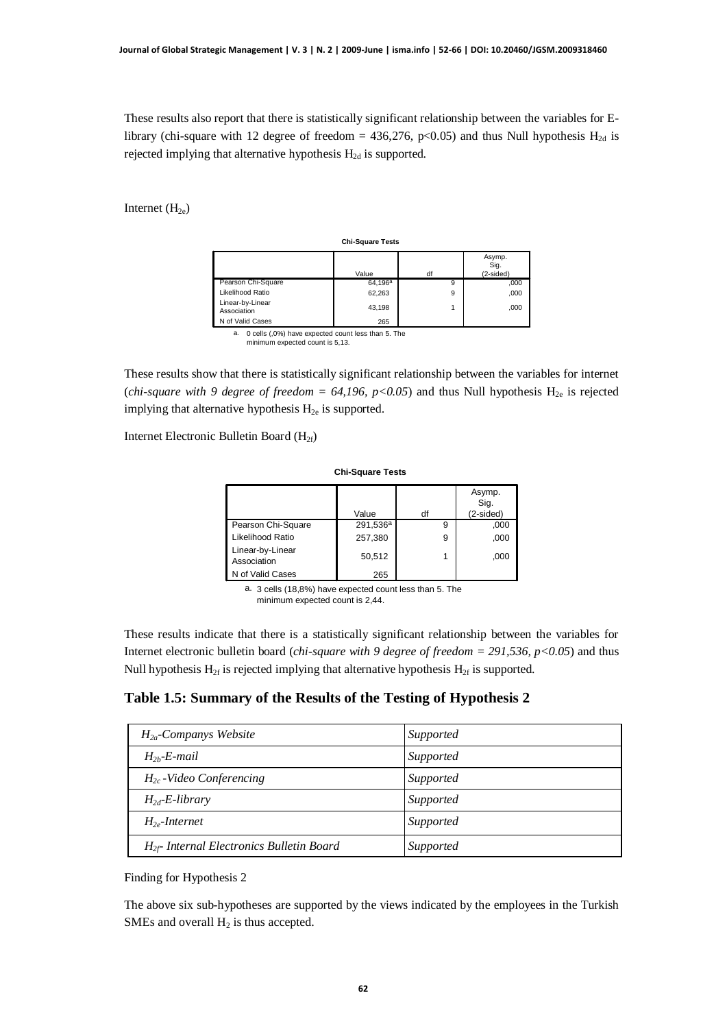These results also report that there is statistically significant relationship between the variables for E-library (chi-square with 12 degree of freedom = 436,276, p<0.05) and thus Null hypothesis $H_{2d}$ is rejected implying that alternative hypothesis $H_{2d}$ is supported.

Internet ($H_{2e}$)

**Chi-Square Tests**

| | Value | df | Asymp. Sig. (2-sided) |
|---|---|---|---|
| Pearson Chi-Square | 64,196[a] | 9 | ,000 |
| Likelihood Ratio | 62,263 | 9 | ,000 |
| Linear-by-Linear Association | 43,198 | 1 | ,000 |
| N of Valid Cases | 265 | | |

a. 0 cells (,0%) have expected count less than 5. The minimum expected count is 5,13.

These results show that there is statistically significant relationship between the variables for internet (*chi-square with 9 degree of freedom = 64,196, p<0.05*) and thus Null hypothesis $H_{2e}$ is rejected implying that alternative hypothesis $H_{2e}$ is supported.

Internet Electronic Bulletin Board ($H_{2f}$)

**Chi-Square Tests**

| | Value | df | Asymp. Sig. (2-sided) |
|---|---|---|---|
| Pearson Chi-Square | 291,536[a] | 9 | ,000 |
| Likelihood Ratio | 257,380 | 9 | ,000 |
| Linear-by-Linear Association | 50,512 | 1 | ,000 |
| N of Valid Cases | 265 | | |

a. 3 cells (18,8%) have expected count less than 5. The minimum expected count is 2,44.

These results indicate that there is a statistically significant relationship between the variables for Internet electronic bulletin board (*chi-square with 9 degree of freedom = 291,536, p<0.05*) and thus Null hypothesis $H_{2f}$ is rejected implying that alternative hypothesis $H_{2f}$ is supported.

### Table 1.5: Summary of the Results of the Testing of Hypothesis 2

| | |
|---|---|
| *$H_{2a}$-Companys Website* | *Supported* |
| *$H_{2b}$-E-mail* | *Supported* |
| *$H_{2c}$ -Video Conferencing* | *Supported* |
| *$H_{2d}$-E-library* | *Supported* |
| *$H_{2e}$-Internet* | *Supported* |
| *$H_{2f}$- Internal Electronics Bulletin Board* | *Supported* |

Finding for Hypothesis 2

The above six sub-hypotheses are supported by the views indicated by the employees in the Turkish SMEs and overall $H_2$ is thus accepted.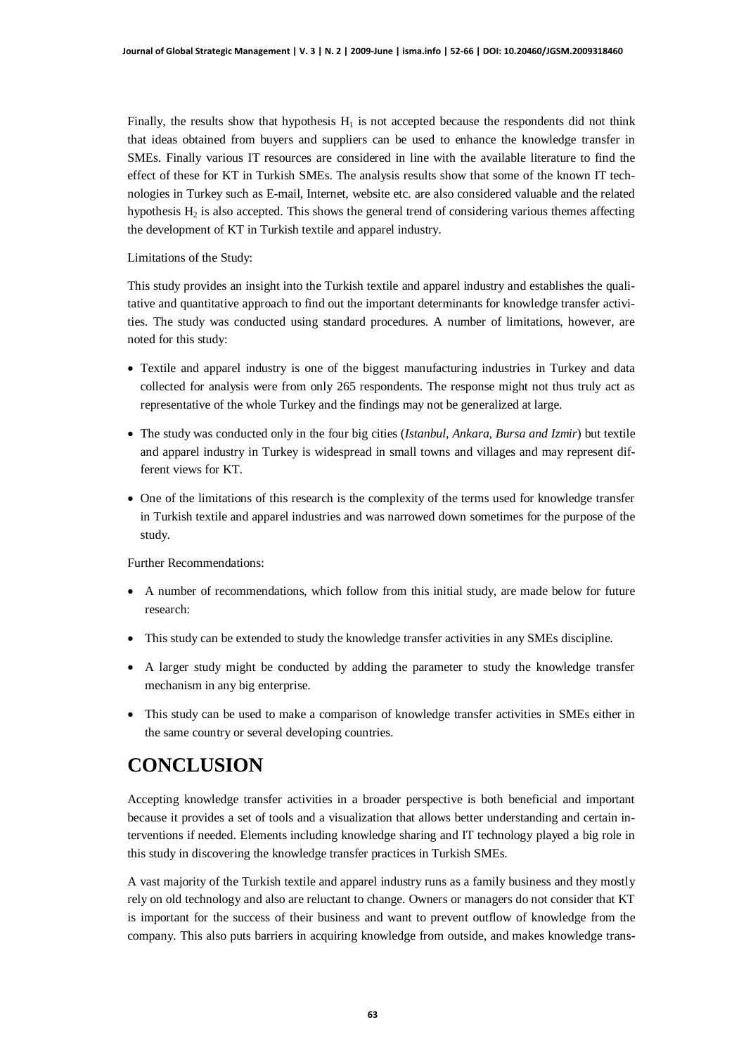Finally, the results show that hypothesis $H_1$ is not accepted because the respondents did not think that ideas obtained from buyers and suppliers can be used to enhance the knowledge transfer in SMEs. Finally various IT resources are considered in line with the available literature to find the effect of these for KT in Turkish SMEs. The analysis results show that some of the known IT technologies in Turkey such as E-mail, Internet, website etc. are also considered valuable and the related hypothesis $H_2$ is also accepted. This shows the general trend of considering various themes affecting the development of KT in Turkish textile and apparel industry.

Limitations of the Study:

This study provides an insight into the Turkish textile and apparel industry and establishes the qualitative and quantitative approach to find out the important determinants for knowledge transfer activities. The study was conducted using standard procedures. A number of limitations, however, are noted for this study:

- Textile and apparel industry is one of the biggest manufacturing industries in Turkey and data collected for analysis were from only 265 respondents. The response might not thus truly act as representative of the whole Turkey and the findings may not be generalized at large.
- The study was conducted only in the four big cities (*Istanbul, Ankara, Bursa and Izmir*) but textile and apparel industry in Turkey is widespread in small towns and villages and may represent different views for KT.
- One of the limitations of this research is the complexity of the terms used for knowledge transfer in Turkish textile and apparel industries and was narrowed down sometimes for the purpose of the study.

Further Recommendations:

- A number of recommendations, which follow from this initial study, are made below for future research:
- This study can be extended to study the knowledge transfer activities in any SMEs discipline.
- A larger study might be conducted by adding the parameter to study the knowledge transfer mechanism in any big enterprise.
- This study can be used to make a comparison of knowledge transfer activities in SMEs either in the same country or several developing countries.

# CONCLUSION

Accepting knowledge transfer activities in a broader perspective is both beneficial and important because it provides a set of tools and a visualization that allows better understanding and certain interventions if needed. Elements including knowledge sharing and IT technology played a big role in this study in discovering the knowledge transfer practices in Turkish SMEs.

A vast majority of the Turkish textile and apparel industry runs as a family business and they mostly rely on old technology and also are reluctant to change. Owners or managers do not consider that KT is important for the success of their business and want to prevent outflow of knowledge from the company. This also puts barriers in acquiring knowledge from outside, and makes knowledge trans-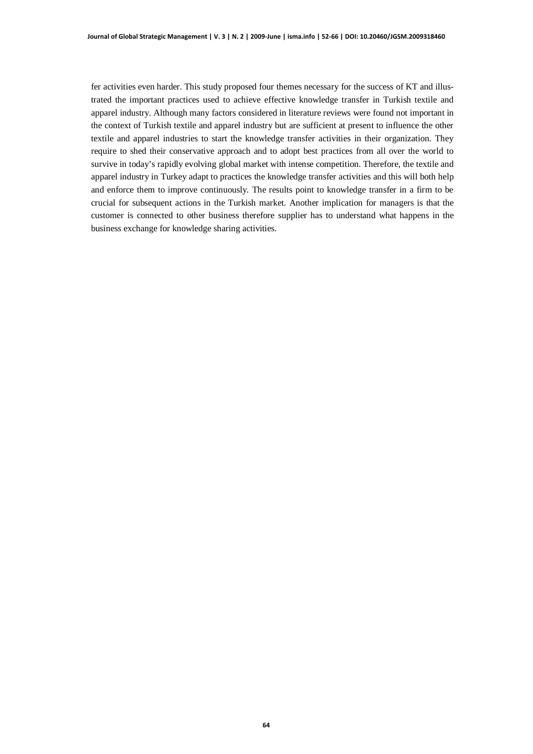fer activities even harder. This study proposed four themes necessary for the success of KT and illustrated the important practices used to achieve effective knowledge transfer in Turkish textile and apparel industry. Although many factors considered in literature reviews were found not important in the context of Turkish textile and apparel industry but are sufficient at present to influence the other textile and apparel industries to start the knowledge transfer activities in their organization. They require to shed their conservative approach and to adopt best practices from all over the world to survive in today's rapidly evolving global market with intense competition. Therefore, the textile and apparel industry in Turkey adapt to practices the knowledge transfer activities and this will both help and enforce them to improve continuously. The results point to knowledge transfer in a firm to be crucial for subsequent actions in the Turkish market. Another implication for managers is that the customer is connected to other business therefore supplier has to understand what happens in the business exchange for knowledge sharing activities.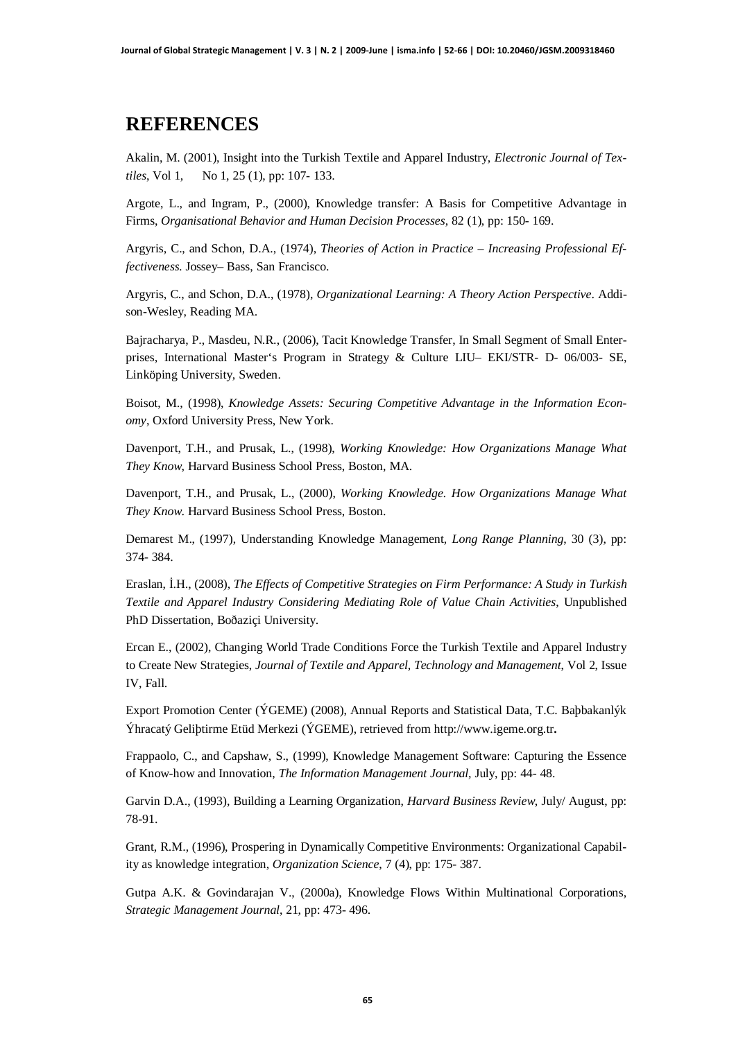# REFERENCES

Akalin, M. (2001), Insight into the Turkish Textile and Apparel Industry, *Electronic Journal of Textiles*, Vol 1, No 1, 25 (1), pp: 107- 133.

Argote, L., and Ingram, P., (2000), Knowledge transfer: A Basis for Competitive Advantage in Firms, *Organisational Behavior and Human Decision Processes*, 82 (1), pp: 150- 169.

Argyris, C., and Schon, D.A., (1974), *Theories of Action in Practice – Increasing Professional Effectiveness*. Jossey– Bass, San Francisco.

Argyris, C., and Schon, D.A., (1978), *Organizational Learning: A Theory Action Perspective*. Addison-Wesley, Reading MA.

Bajracharya, P., Masdeu, N.R., (2006), Tacit Knowledge Transfer, In Small Segment of Small Enterprises, International Master's Program in Strategy & Culture LIU– EKI/STR- D- 06/003- SE, Linköping University, Sweden.

Boisot, M., (1998), *Knowledge Assets: Securing Competitive Advantage in the Information Economy*, Oxford University Press, New York.

Davenport, T.H., and Prusak, L., (1998), *Working Knowledge: How Organizations Manage What They Know*, Harvard Business School Press, Boston, MA.

Davenport, T.H., and Prusak, L., (2000), *Working Knowledge. How Organizations Manage What They Know*. Harvard Business School Press, Boston.

Demarest M., (1997), Understanding Knowledge Management, *Long Range Planning*, 30 (3), pp: 374- 384.

Eraslan, İ.H., (2008), *The Effects of Competitive Strategies on Firm Performance: A Study in Turkish Textile and Apparel Industry Considering Mediating Role of Value Chain Activities*, Unpublished PhD Dissertation, Boðaziçi University.

Ercan E., (2002), Changing World Trade Conditions Force the Turkish Textile and Apparel Industry to Create New Strategies, *Journal of Textile and Apparel, Technology and Management*, Vol 2, Issue IV, Fall.

Export Promotion Center (ÝGEME) (2008), Annual Reports and Statistical Data, T.C. Baþbakanlýk Ýhracatý Geliþtirme Etüd Merkezi (ÝGEME), retrieved from http://www.igeme.org.tr**.**

Frappaolo, C., and Capshaw, S., (1999), Knowledge Management Software: Capturing the Essence of Know-how and Innovation, *The Information Management Journal*, July, pp: 44- 48.

Garvin D.A., (1993), Building a Learning Organization, *Harvard Business Review*, July/ August, pp: 78-91.

Grant, R.M., (1996), Prospering in Dynamically Competitive Environments: Organizational Capability as knowledge integration, *Organization Science*, 7 (4), pp: 175- 387.

Gutpa A.K. & Govindarajan V., (2000a), Knowledge Flows Within Multinational Corporations, *Strategic Management Journal*, 21, pp: 473- 496.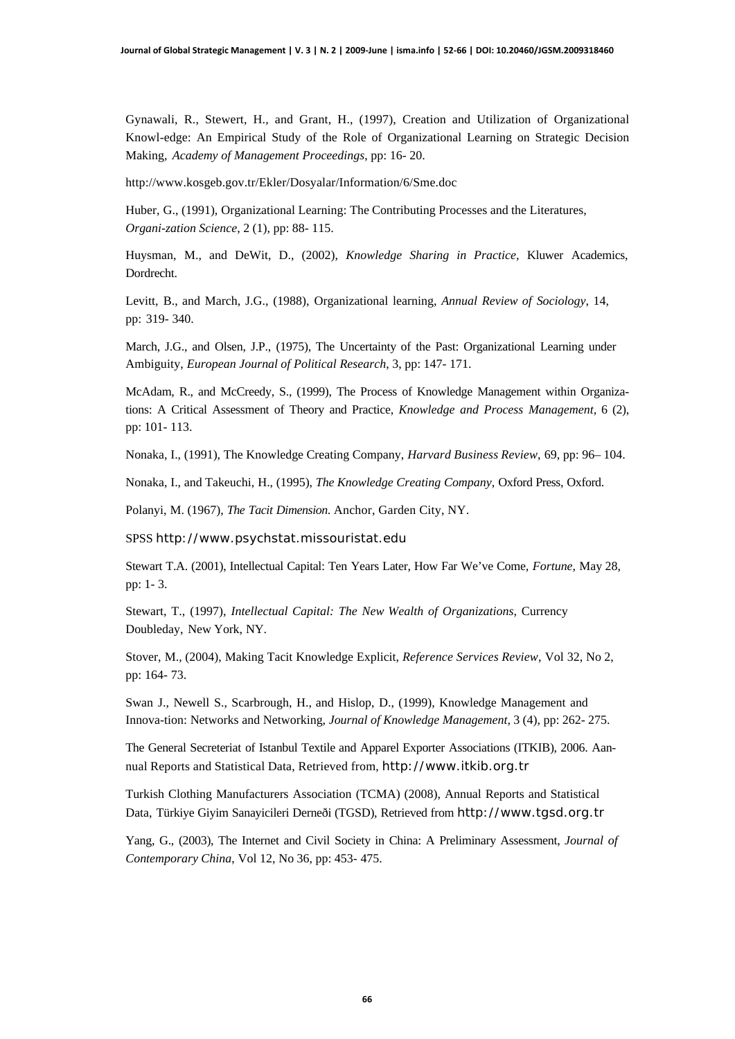Gynawali, R., Stewert, H., and Grant, H., (1997), Creation and Utilization of Organizational Knowl-edge: An Empirical Study of the Role of Organizational Learning on Strategic Decision Making, *Academy of Management Proceedings*, pp: 16- 20.

http://www.kosgeb.gov.tr/Ekler/Dosyalar/Information/6/Sme.doc

Huber, G., (1991), Organizational Learning: The Contributing Processes and the Literatures, *Organi-zation Science*, 2 (1), pp: 88- 115.

Huysman, M., and DeWit, D., (2002), *Knowledge Sharing in Practice*, Kluwer Academics, Dordrecht.

Levitt, B., and March, J.G., (1988), Organizational learning, *Annual Review of Sociology*, 14, pp: 319- 340.

March, J.G., and Olsen, J.P., (1975), The Uncertainty of the Past: Organizational Learning under Ambiguity, *European Journal of Political Research*, 3, pp: 147- 171.

McAdam, R., and McCreedy, S., (1999), The Process of Knowledge Management within Organiza-tions: A Critical Assessment of Theory and Practice, *Knowledge and Process Management*, 6 (2), pp: 101- 113.

Nonaka, I., (1991), The Knowledge Creating Company, *Harvard Business Review*, 69, pp: 96– 104.

Nonaka, I., and Takeuchi, H., (1995), *The Knowledge Creating Company*, Oxford Press, Oxford.

Polanyi, M. (1967), *The Tacit Dimension.* Anchor, Garden City, NY.

SPSS http://www.psychstat.missouristat.edu

Stewart T.A. (2001), Intellectual Capital: Ten Years Later, How Far We've Come, *Fortune*, May 28, pp: 1- 3.

Stewart, T., (1997), *Intellectual Capital: The New Wealth of Organizations*, Currency Doubleday, New York, NY.

Stover, M., (2004), Making Tacit Knowledge Explicit, *Reference Services Review*, Vol 32, No 2, pp: 164- 73.

Swan J., Newell S., Scarbrough, H., and Hislop, D., (1999), Knowledge Management and Innova-tion: Networks and Networking, *Journal of Knowledge Management*, 3 (4), pp: 262- 275.

The General Secreteriat of Istanbul Textile and Apparel Exporter Associations (ITKIB), 2006. Aan-nual Reports and Statistical Data, Retrieved from, http://www.itkib.org.tr

Turkish Clothing Manufacturers Association (TCMA) (2008), Annual Reports and Statistical Data, Türkiye Giyim Sanayicileri Derneði (TGSD), Retrieved from http://www.tgsd.org.tr

Yang, G., (2003), The Internet and Civil Society in China: A Preliminary Assessment, *Journal of Contemporary China*, Vol 12, No 36, pp: 453- 475.